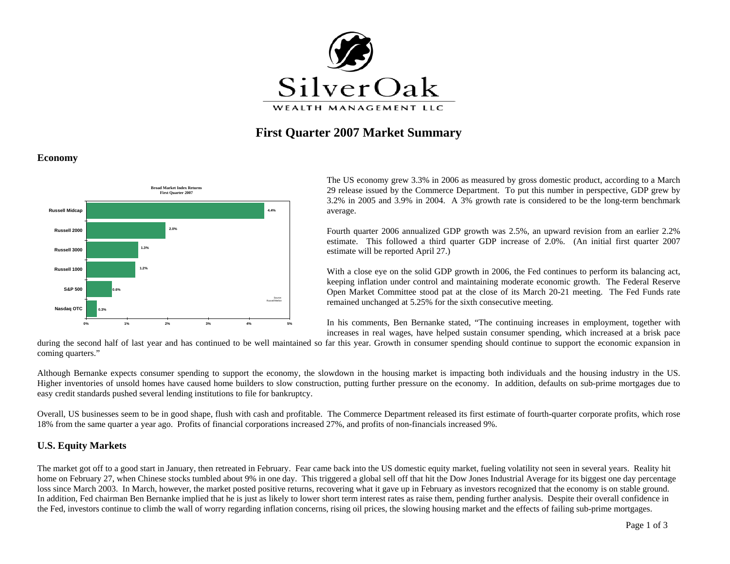SilverOak

WEALTH MANAGEMENT LLC

# First Quarter 2007 Market Summary

## Economy

**Broad Market Index Returns**
**First Quarter 2007**

| Index | Return |
|---|---|
| Russell Midcap | 4.4% |
| Russell 2000 | 2.0% |
| Russell 3000 | 1.3% |
| Russell 1000 | 1.2% |
| S&P 500 | 0.6% |
| Nasdaq OTC | 0.3% |

Source: Russell/Mellon

The US economy grew 3.3% in 2006 as measured by gross domestic product, according to a March 29 release issued by the Commerce Department. To put this number in perspective, GDP grew by 3.2% in 2005 and 3.9% in 2004. A 3% growth rate is considered to be the long-term benchmark average.

Fourth quarter 2006 annualized GDP growth was 2.5%, an upward revision from an earlier 2.2% estimate. This followed a third quarter GDP increase of 2.0%. (An initial first quarter 2007 estimate will be reported April 27.)

With a close eye on the solid GDP growth in 2006, the Fed continues to perform its balancing act, keeping inflation under control and maintaining moderate economic growth. The Federal Reserve Open Market Committee stood pat at the close of its March 20-21 meeting. The Fed Funds rate remained unchanged at 5.25% for the sixth consecutive meeting.

In his comments, Ben Bernanke stated, "The continuing increases in employment, together with increases in real wages, have helped sustain consumer spending, which increased at a brisk pace during the second half of last year and has continued to be well maintained so far this year. Growth in consumer spending should continue to support the economic expansion in coming quarters."

Although Bernanke expects consumer spending to support the economy, the slowdown in the housing market is impacting both individuals and the housing industry in the US. Higher inventories of unsold homes have caused home builders to slow construction, putting further pressure on the economy. In addition, defaults on sub-prime mortgages due to easy credit standards pushed several lending institutions to file for bankruptcy.

Overall, US businesses seem to be in good shape, flush with cash and profitable. The Commerce Department released its first estimate of fourth-quarter corporate profits, which rose 18% from the same quarter a year ago. Profits of financial corporations increased 27%, and profits of non-financials increased 9%.

## U.S. Equity Markets

The market got off to a good start in January, then retreated in February. Fear came back into the US domestic equity market, fueling volatility not seen in several years. Reality hit home on February 27, when Chinese stocks tumbled about 9% in one day. This triggered a global sell off that hit the Dow Jones Industrial Average for its biggest one day percentage loss since March 2003. In March, however, the market posted positive returns, recovering what it gave up in February as investors recognized that the economy is on stable ground. In addition, Fed chairman Ben Bernanke implied that he is just as likely to lower short term interest rates as raise them, pending further analysis. Despite their overall confidence in the Fed, investors continue to climb the wall of worry regarding inflation concerns, rising oil prices, the slowing housing market and the effects of failing sub-prime mortgages.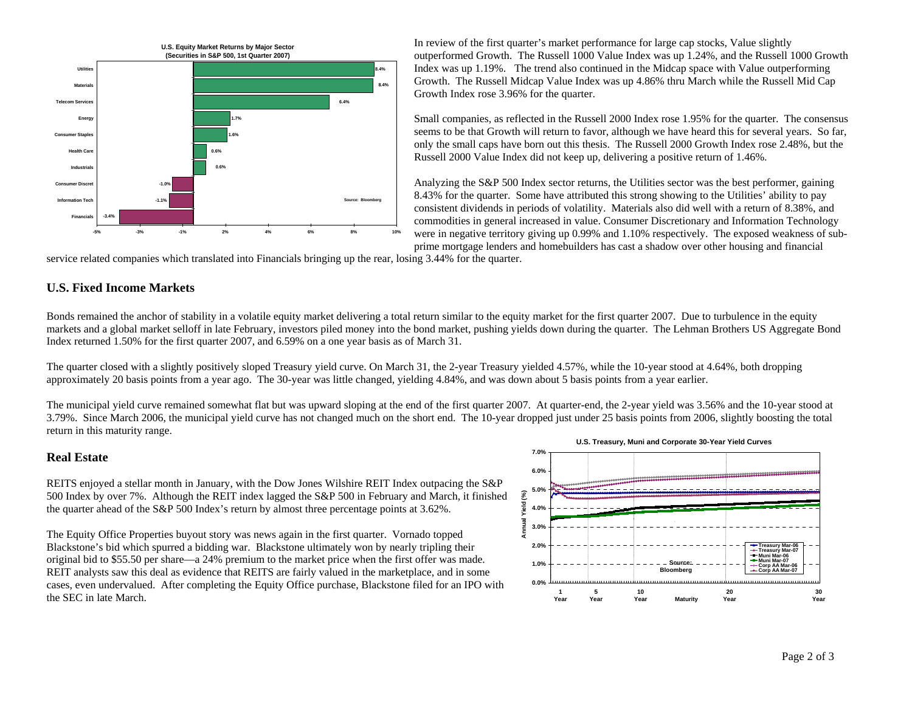In review of the first quarter's market performance for large cap stocks, Value slightly outperformed Growth. The Russell 1000 Value Index was up 1.24%, and the Russell 1000 Growth Index was up 1.19%. The trend also continued in the Midcap space with Value outperforming Growth. The Russell Midcap Value Index was up 4.86% thru March while the Russell Mid Cap Growth Index rose 3.96% for the quarter.

Small companies, as reflected in the Russell 2000 Index rose 1.95% for the quarter. The consensus seems to be that Growth will return to favor, although we have heard this for several years. So far, only the small caps have born out this thesis. The Russell 2000 Growth Index rose 2.48%, but the Russell 2000 Value Index did not keep up, delivering a positive return of 1.46%.

Analyzing the S&P 500 Index sector returns, the Utilities sector was the best performer, gaining 8.43% for the quarter. Some have attributed this strong showing to the Utilities' ability to pay consistent dividends in periods of volatility. Materials also did well with a return of 8.38%, and commodities in general increased in value. Consumer Discretionary and Information Technology were in negative territory giving up 0.99% and 1.10% respectively. The exposed weakness of sub-prime mortgage lenders and homebuilders has cast a shadow over other housing and financial service related companies which translated into Financials bringing up the rear, losing 3.44% for the quarter.

**U.S. Equity Market Returns by Major Sector (Securities in S&P 500, 1st Quarter 2007)**

| Sector | Return |
|---|---|
| Utilities | 8.4% |
| Materials | 8.4% |
| Telecom Services | 6.4% |
| Energy | 1.7% |
| Consumer Staples | 1.6% |
| Health Care | 0.6% |
| Industrials | 0.6% |
| Consumer Discret | -1.0% |
| Information Tech | -1.1% |
| Financials | -3.4% |

Source: Bloomberg

## U.S. Fixed Income Markets

Bonds remained the anchor of stability in a volatile equity market delivering a total return similar to the equity market for the first quarter 2007. Due to turbulence in the equity markets and a global market selloff in late February, investors piled money into the bond market, pushing yields down during the quarter. The Lehman Brothers US Aggregate Bond Index returned 1.50% for the first quarter 2007, and 6.59% on a one year basis as of March 31.

The quarter closed with a slightly positively sloped Treasury yield curve. On March 31, the 2-year Treasury yielded 4.57%, while the 10-year stood at 4.64%, both dropping approximately 20 basis points from a year ago. The 30-year was little changed, yielding 4.84%, and was down about 5 basis points from a year earlier.

The municipal yield curve remained somewhat flat but was upward sloping at the end of the first quarter 2007. At quarter-end, the 2-year yield was 3.56% and the 10-year stood at 3.79%. Since March 2006, the municipal yield curve has not changed much on the short end. The 10-year dropped just under 25 basis points from 2006, slightly boosting the total return in this maturity range.

## Real Estate

REITS enjoyed a stellar month in January, with the Dow Jones Wilshire REIT Index outpacing the S&P 500 Index by over 7%. Although the REIT index lagged the S&P 500 in February and March, it finished the quarter ahead of the S&P 500 Index's return by almost three percentage points at 3.62%.

The Equity Office Properties buyout story was news again in the first quarter. Vornado topped Blackstone's bid which spurred a bidding war. Blackstone ultimately won by nearly tripling their original bid to $55.50 per share—a 24% premium to the market price when the first offer was made. REIT analysts saw this deal as evidence that REITS are fairly valued in the marketplace, and in some cases, even undervalued. After completing the Equity Office purchase, Blackstone filed for an IPO with the SEC in late March.

**U.S. Treasury, Muni and Corporate 30-Year Yield Curves**

Legend: Treasury Mar-06, Treasury Mar-07, Muni Mar-06, Muni Mar-07, Corp AA Mar-06, Corp AA Mar-07

Source: Bloomberg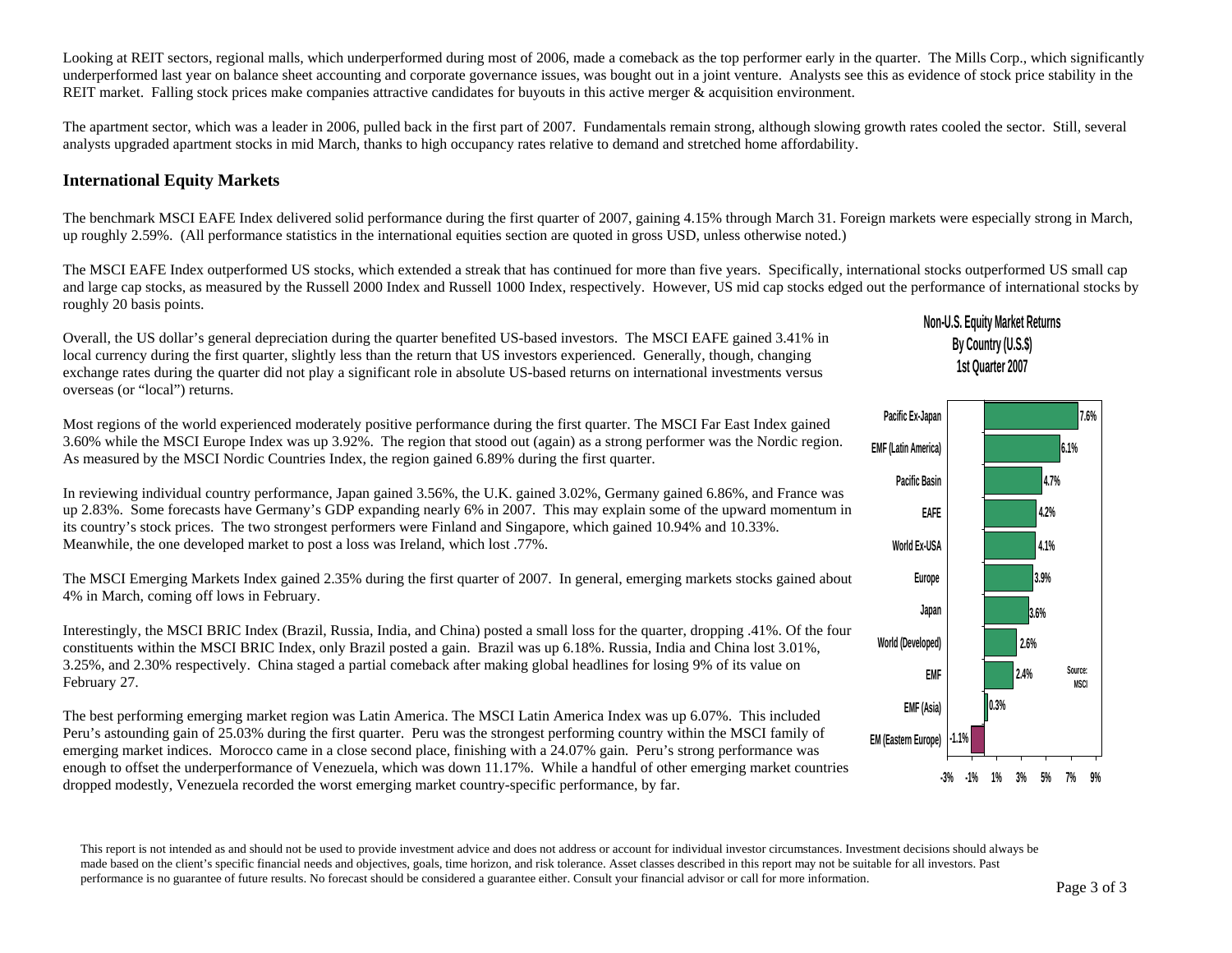Looking at REIT sectors, regional malls, which underperformed during most of 2006, made a comeback as the top performer early in the quarter. The Mills Corp., which significantly underperformed last year on balance sheet accounting and corporate governance issues, was bought out in a joint venture. Analysts see this as evidence of stock price stability in the REIT market. Falling stock prices make companies attractive candidates for buyouts in this active merger & acquisition environment.

The apartment sector, which was a leader in 2006, pulled back in the first part of 2007. Fundamentals remain strong, although slowing growth rates cooled the sector. Still, several analysts upgraded apartment stocks in mid March, thanks to high occupancy rates relative to demand and stretched home affordability.

## International Equity Markets

The benchmark MSCI EAFE Index delivered solid performance during the first quarter of 2007, gaining 4.15% through March 31. Foreign markets were especially strong in March, up roughly 2.59%. (All performance statistics in the international equities section are quoted in gross USD, unless otherwise noted.)

The MSCI EAFE Index outperformed US stocks, which extended a streak that has continued for more than five years. Specifically, international stocks outperformed US small cap and large cap stocks, as measured by the Russell 2000 Index and Russell 1000 Index, respectively. However, US mid cap stocks edged out the performance of international stocks by roughly 20 basis points.

Overall, the US dollar's general depreciation during the quarter benefited US-based investors. The MSCI EAFE gained 3.41% in local currency during the first quarter, slightly less than the return that US investors experienced. Generally, though, changing exchange rates during the quarter did not play a significant role in absolute US-based returns on international investments versus overseas (or "local") returns.

Most regions of the world experienced moderately positive performance during the first quarter. The MSCI Far East Index gained 3.60% while the MSCI Europe Index was up 3.92%. The region that stood out (again) as a strong performer was the Nordic region. As measured by the MSCI Nordic Countries Index, the region gained 6.89% during the first quarter.

In reviewing individual country performance, Japan gained 3.56%, the U.K. gained 3.02%, Germany gained 6.86%, and France was up 2.83%. Some forecasts have Germany's GDP expanding nearly 6% in 2007. This may explain some of the upward momentum in its country's stock prices. The two strongest performers were Finland and Singapore, which gained 10.94% and 10.33%. Meanwhile, the one developed market to post a loss was Ireland, which lost .77%.

The MSCI Emerging Markets Index gained 2.35% during the first quarter of 2007. In general, emerging markets stocks gained about 4% in March, coming off lows in February.

Interestingly, the MSCI BRIC Index (Brazil, Russia, India, and China) posted a small loss for the quarter, dropping .41%. Of the four constituents within the MSCI BRIC Index, only Brazil posted a gain. Brazil was up 6.18%. Russia, India and China lost 3.01%, 3.25%, and 2.30% respectively. China staged a partial comeback after making global headlines for losing 9% of its value on February 27.

The best performing emerging market region was Latin America. The MSCI Latin America Index was up 6.07%. This included Peru's astounding gain of 25.03% during the first quarter. Peru was the strongest performing country within the MSCI family of emerging market indices. Morocco came in a close second place, finishing with a 24.07% gain. Peru's strong performance was enough to offset the underperformance of Venezuela, which was down 11.17%. While a handful of other emerging market countries dropped modestly, Venezuela recorded the worst emerging market country-specific performance, by far.

**Non-U.S. Equity Market Returns**
**By Country (U.S.$)**
**1st Quarter 2007**

Pacific Ex-Japan 7.6%
EMF (Latin America) 6.1%
Pacific Basin 4.7%
EAFE 4.2%
World Ex-USA 4.1%
Europe 3.9%
Japan 3.6%
World (Developed) 2.6%
EMF 2.4%
EMF (Asia) 0.3%
EM (Eastern Europe) -1.1%

-3% -1% 1% 3% 5% 7% 9%

Source: MSCI

This report is not intended as and should not be used to provide investment advice and does not address or account for individual investor circumstances. Investment decisions should always be made based on the client's specific financial needs and objectives, goals, time horizon, and risk tolerance. Asset classes described in this report may not be suitable for all investors. Past performance is no guarantee of future results. No forecast should be considered a guarantee either. Consult your financial advisor or call for more information.